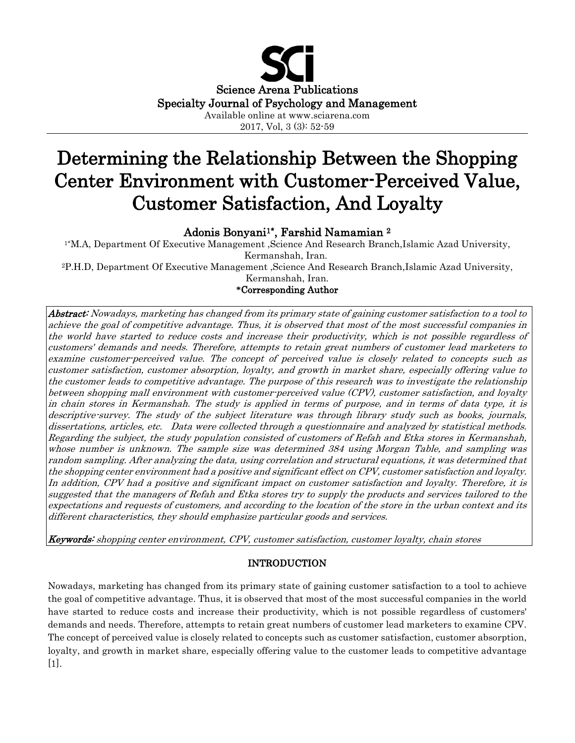Science Arena Publications
Specialty Journal of Psychology and Management
Available online at www.sciarena.com
2017, Vol, 3 (3): 52-59

# Determining the Relationship Between the Shopping Center Environment with Customer-Perceived Value, Customer Satisfaction, And Loyalty

**Adonis Bonyani[1*], Farshid Namamian [2]**

[1*]M.A, Department Of Executive Management ,Science And Research Branch,Islamic Azad University, Kermanshah, Iran.

[2]P.H.D, Department Of Executive Management ,Science And Research Branch,Islamic Azad University, Kermanshah, Iran.

**\*Corresponding Author**

***Abstract:*** *Nowadays, marketing has changed from its primary state of gaining customer satisfaction to a tool to achieve the goal of competitive advantage. Thus, it is observed that most of the most successful companies in the world have started to reduce costs and increase their productivity, which is not possible regardless of customers' demands and needs. Therefore, attempts to retain great numbers of customer lead marketers to examine customer-perceived value. The concept of perceived value is closely related to concepts such as customer satisfaction, customer absorption, loyalty, and growth in market share, especially offering value to the customer leads to competitive advantage. The purpose of this research was to investigate the relationship between shopping mall environment with customer-perceived value (CPV), customer satisfaction, and loyalty in chain stores in Kermanshah. The study is applied in terms of purpose, and in terms of data type, it is descriptive-survey. The study of the subject literature was through library study such as books, journals, dissertations, articles, etc. Data were collected through a questionnaire and analyzed by statistical methods. Regarding the subject, the study population consisted of customers of Refah and Etka stores in Kermanshah, whose number is unknown. The sample size was determined 384 using Morgan Table, and sampling was random sampling. After analyzing the data, using correlation and structural equations, it was determined that the shopping center environment had a positive and significant effect on CPV, customer satisfaction and loyalty. In addition, CPV had a positive and significant impact on customer satisfaction and loyalty. Therefore, it is suggested that the managers of Refah and Etka stores try to supply the products and services tailored to the expectations and requests of customers, and according to the location of the store in the urban context and its different characteristics, they should emphasize particular goods and services.*

***Keywords:*** *shopping center environment, CPV, customer satisfaction, customer loyalty, chain stores*

## INTRODUCTION

Nowadays, marketing has changed from its primary state of gaining customer satisfaction to a tool to achieve the goal of competitive advantage. Thus, it is observed that most of the most successful companies in the world have started to reduce costs and increase their productivity, which is not possible regardless of customers' demands and needs. Therefore, attempts to retain great numbers of customer lead marketers to examine CPV. The concept of perceived value is closely related to concepts such as customer satisfaction, customer absorption, loyalty, and growth in market share, especially offering value to the customer leads to competitive advantage [1].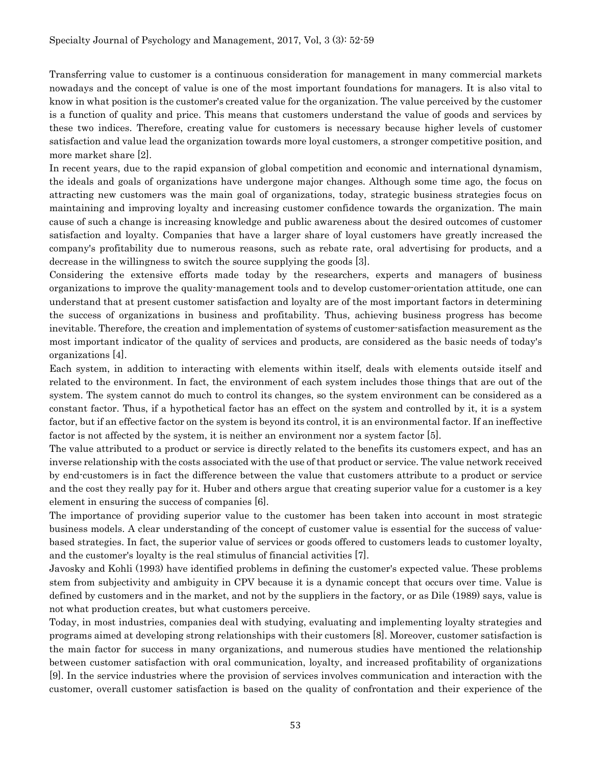Transferring value to customer is a continuous consideration for management in many commercial markets nowadays and the concept of value is one of the most important foundations for managers. It is also vital to know in what position is the customer's created value for the organization. The value perceived by the customer is a function of quality and price. This means that customers understand the value of goods and services by these two indices. Therefore, creating value for customers is necessary because higher levels of customer satisfaction and value lead the organization towards more loyal customers, a stronger competitive position, and more market share [2].

In recent years, due to the rapid expansion of global competition and economic and international dynamism, the ideals and goals of organizations have undergone major changes. Although some time ago, the focus on attracting new customers was the main goal of organizations, today, strategic business strategies focus on maintaining and improving loyalty and increasing customer confidence towards the organization. The main cause of such a change is increasing knowledge and public awareness about the desired outcomes of customer satisfaction and loyalty. Companies that have a larger share of loyal customers have greatly increased the company's profitability due to numerous reasons, such as rebate rate, oral advertising for products, and a decrease in the willingness to switch the source supplying the goods [3].

Considering the extensive efforts made today by the researchers, experts and managers of business organizations to improve the quality-management tools and to develop customer-orientation attitude, one can understand that at present customer satisfaction and loyalty are of the most important factors in determining the success of organizations in business and profitability. Thus, achieving business progress has become inevitable. Therefore, the creation and implementation of systems of customer-satisfaction measurement as the most important indicator of the quality of services and products, are considered as the basic needs of today's organizations [4].

Each system, in addition to interacting with elements within itself, deals with elements outside itself and related to the environment. In fact, the environment of each system includes those things that are out of the system. The system cannot do much to control its changes, so the system environment can be considered as a constant factor. Thus, if a hypothetical factor has an effect on the system and controlled by it, it is a system factor, but if an effective factor on the system is beyond its control, it is an environmental factor. If an ineffective factor is not affected by the system, it is neither an environment nor a system factor [5].

The value attributed to a product or service is directly related to the benefits its customers expect, and has an inverse relationship with the costs associated with the use of that product or service. The value network received by end-customers is in fact the difference between the value that customers attribute to a product or service and the cost they really pay for it. Huber and others argue that creating superior value for a customer is a key element in ensuring the success of companies [6].

The importance of providing superior value to the customer has been taken into account in most strategic business models. A clear understanding of the concept of customer value is essential for the success of value-based strategies. In fact, the superior value of services or goods offered to customers leads to customer loyalty, and the customer's loyalty is the real stimulus of financial activities [7].

Javosky and Kohli (1993) have identified problems in defining the customer's expected value. These problems stem from subjectivity and ambiguity in CPV because it is a dynamic concept that occurs over time. Value is defined by customers and in the market, and not by the suppliers in the factory, or as Dile (1989) says, value is not what production creates, but what customers perceive.

Today, in most industries, companies deal with studying, evaluating and implementing loyalty strategies and programs aimed at developing strong relationships with their customers [8]. Moreover, customer satisfaction is the main factor for success in many organizations, and numerous studies have mentioned the relationship between customer satisfaction with oral communication, loyalty, and increased profitability of organizations [9]. In the service industries where the provision of services involves communication and interaction with the customer, overall customer satisfaction is based on the quality of confrontation and their experience of the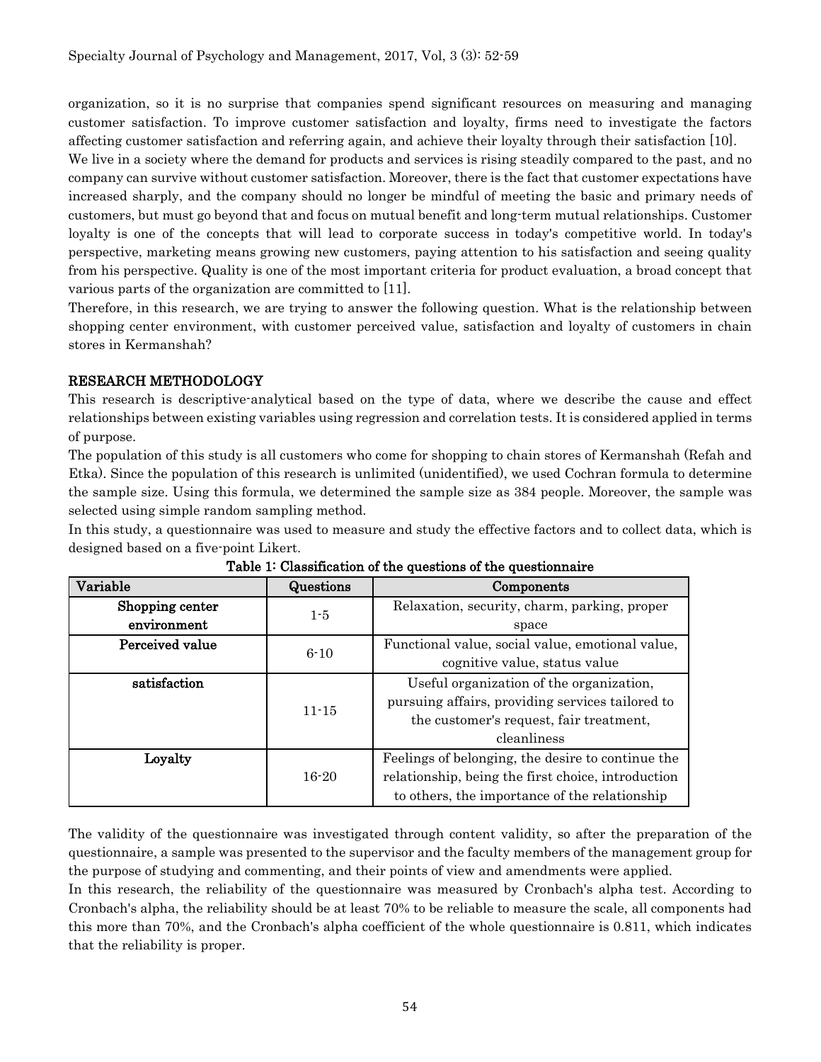organization, so it is no surprise that companies spend significant resources on measuring and managing customer satisfaction. To improve customer satisfaction and loyalty, firms need to investigate the factors affecting customer satisfaction and referring again, and achieve their loyalty through their satisfaction [10].

We live in a society where the demand for products and services is rising steadily compared to the past, and no company can survive without customer satisfaction. Moreover, there is the fact that customer expectations have increased sharply, and the company should no longer be mindful of meeting the basic and primary needs of customers, but must go beyond that and focus on mutual benefit and long-term mutual relationships. Customer loyalty is one of the concepts that will lead to corporate success in today's competitive world. In today's perspective, marketing means growing new customers, paying attention to his satisfaction and seeing quality from his perspective. Quality is one of the most important criteria for product evaluation, a broad concept that various parts of the organization are committed to [11].

Therefore, in this research, we are trying to answer the following question. What is the relationship between shopping center environment, with customer perceived value, satisfaction and loyalty of customers in chain stores in Kermanshah?

## RESEARCH METHODOLOGY

This research is descriptive-analytical based on the type of data, where we describe the cause and effect relationships between existing variables using regression and correlation tests. It is considered applied in terms of purpose.

The population of this study is all customers who come for shopping to chain stores of Kermanshah (Refah and Etka). Since the population of this research is unlimited (unidentified), we used Cochran formula to determine the sample size. Using this formula, we determined the sample size as 384 people. Moreover, the sample was selected using simple random sampling method.

In this study, a questionnaire was used to measure and study the effective factors and to collect data, which is designed based on a five-point Likert.

**Table 1: Classification of the questions of the questionnaire**

| Variable | Questions | Components |
|---|---|---|
| Shopping center environment | 1-5 | Relaxation, security, charm, parking, proper space |
| Perceived value | 6-10 | Functional value, social value, emotional value, cognitive value, status value |
| satisfaction | 11-15 | Useful organization of the organization, pursuing affairs, providing services tailored to the customer's request, fair treatment, cleanliness |
| Loyalty | 16-20 | Feelings of belonging, the desire to continue the relationship, being the first choice, introduction to others, the importance of the relationship |

The validity of the questionnaire was investigated through content validity, so after the preparation of the questionnaire, a sample was presented to the supervisor and the faculty members of the management group for the purpose of studying and commenting, and their points of view and amendments were applied.

In this research, the reliability of the questionnaire was measured by Cronbach's alpha test. According to Cronbach's alpha, the reliability should be at least 70% to be reliable to measure the scale, all components had this more than 70%, and the Cronbach's alpha coefficient of the whole questionnaire is 0.811, which indicates that the reliability is proper.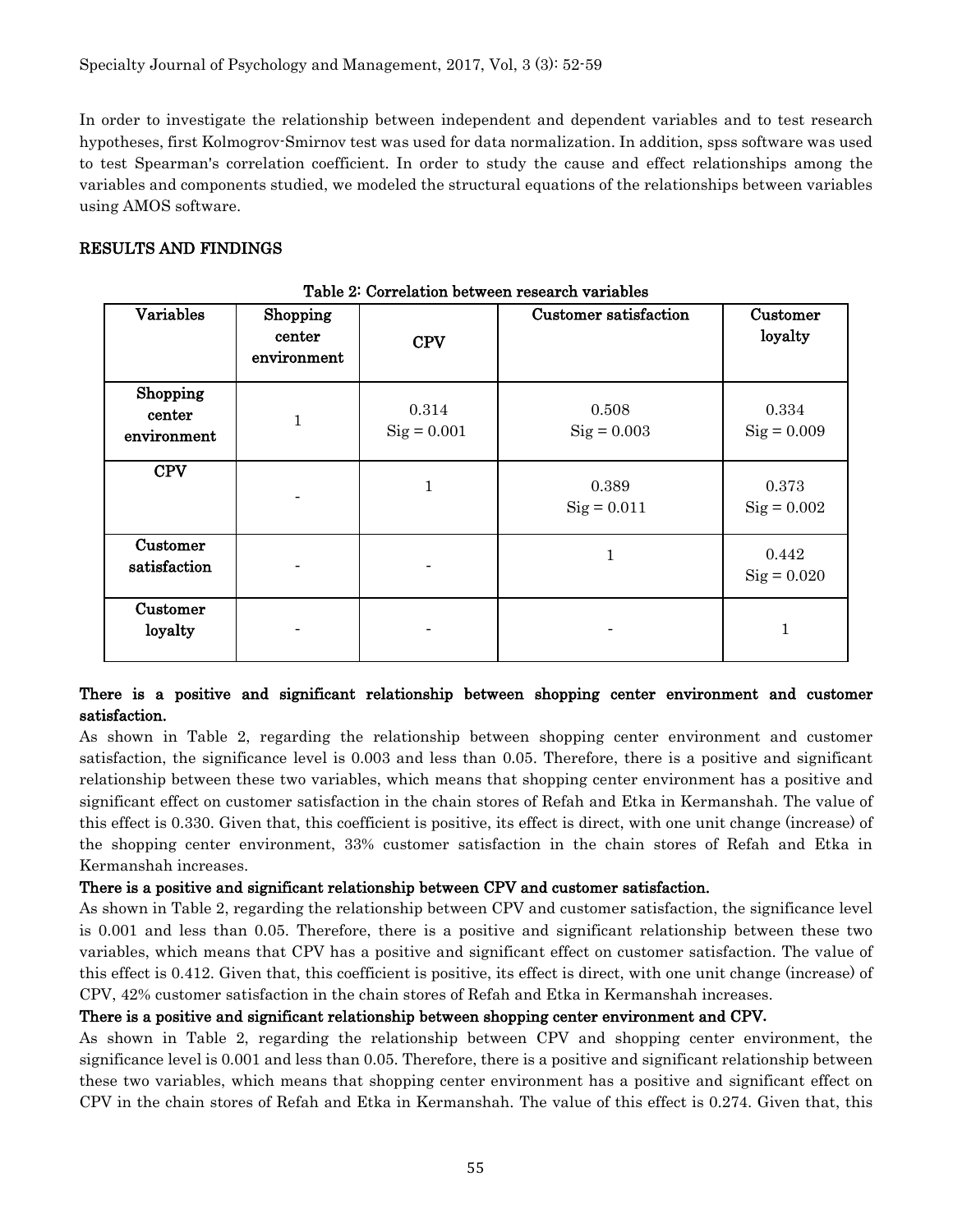In order to investigate the relationship between independent and dependent variables and to test research hypotheses, first Kolmogrov-Smirnov test was used for data normalization. In addition, spss software was used to test Spearman's correlation coefficient. In order to study the cause and effect relationships among the variables and components studied, we modeled the structural equations of the relationships between variables using AMOS software.

## RESULTS AND FINDINGS

Table 2: Correlation between research variables

| Variables | Shopping center environment | CPV | Customer satisfaction | Customer loyalty |
|---|---|---|---|---|
| **Shopping center environment** | 1 | 0.314<br>Sig = 0.001 | 0.508<br>Sig = 0.003 | 0.334<br>Sig = 0.009 |
| **CPV** | - | 1 | 0.389<br>Sig = 0.011 | 0.373<br>Sig = 0.002 |
| **Customer satisfaction** | - | - | 1 | 0.442<br>Sig = 0.020 |
| **Customer loyalty** | - | - | - | 1 |

**There is a positive and significant relationship between shopping center environment and customer satisfaction.**

As shown in Table 2, regarding the relationship between shopping center environment and customer satisfaction, the significance level is 0.003 and less than 0.05. Therefore, there is a positive and significant relationship between these two variables, which means that shopping center environment has a positive and significant effect on customer satisfaction in the chain stores of Refah and Etka in Kermanshah. The value of this effect is 0.330. Given that, this coefficient is positive, its effect is direct, with one unit change (increase) of the shopping center environment, 33% customer satisfaction in the chain stores of Refah and Etka in Kermanshah increases.

**There is a positive and significant relationship between CPV and customer satisfaction.**

As shown in Table 2, regarding the relationship between CPV and customer satisfaction, the significance level is 0.001 and less than 0.05. Therefore, there is a positive and significant relationship between these two variables, which means that CPV has a positive and significant effect on customer satisfaction. The value of this effect is 0.412. Given that, this coefficient is positive, its effect is direct, with one unit change (increase) of CPV, 42% customer satisfaction in the chain stores of Refah and Etka in Kermanshah increases.

**There is a positive and significant relationship between shopping center environment and CPV.**

As shown in Table 2, regarding the relationship between CPV and shopping center environment, the significance level is 0.001 and less than 0.05. Therefore, there is a positive and significant relationship between these two variables, which means that shopping center environment has a positive and significant effect on CPV in the chain stores of Refah and Etka in Kermanshah. The value of this effect is 0.274. Given that, this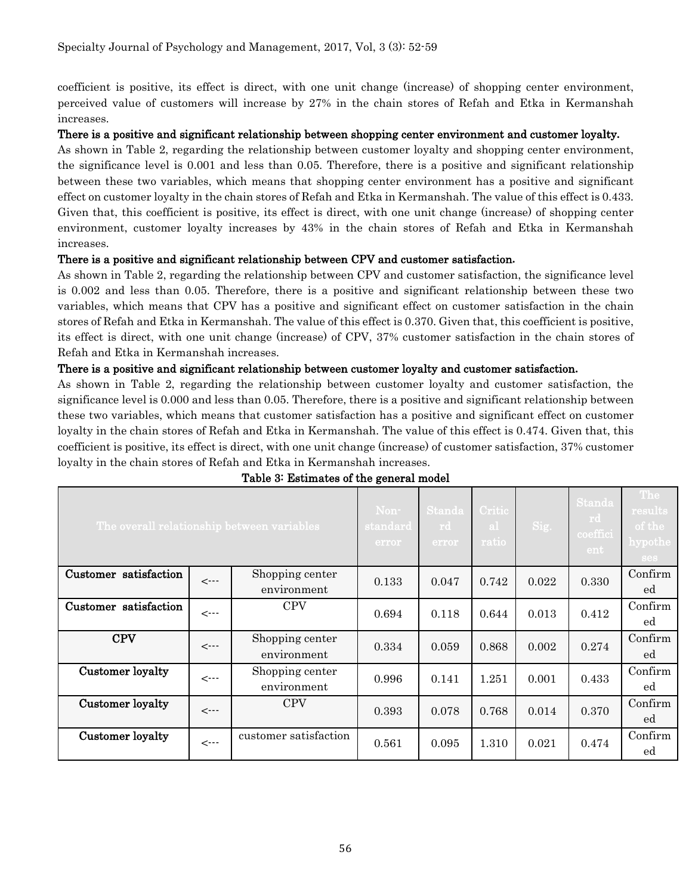coefficient is positive, its effect is direct, with one unit change (increase) of shopping center environment, perceived value of customers will increase by 27% in the chain stores of Refah and Etka in Kermanshah increases.

**There is a positive and significant relationship between shopping center environment and customer loyalty.**

As shown in Table 2, regarding the relationship between customer loyalty and shopping center environment, the significance level is 0.001 and less than 0.05. Therefore, there is a positive and significant relationship between these two variables, which means that shopping center environment has a positive and significant effect on customer loyalty in the chain stores of Refah and Etka in Kermanshah. The value of this effect is 0.433. Given that, this coefficient is positive, its effect is direct, with one unit change (increase) of shopping center environment, customer loyalty increases by 43% in the chain stores of Refah and Etka in Kermanshah increases.

**There is a positive and significant relationship between CPV and customer satisfaction.**

As shown in Table 2, regarding the relationship between CPV and customer satisfaction, the significance level is 0.002 and less than 0.05. Therefore, there is a positive and significant relationship between these two variables, which means that CPV has a positive and significant effect on customer satisfaction in the chain stores of Refah and Etka in Kermanshah. The value of this effect is 0.370. Given that, this coefficient is positive, its effect is direct, with one unit change (increase) of CPV, 37% customer satisfaction in the chain stores of Refah and Etka in Kermanshah increases.

**There is a positive and significant relationship between customer loyalty and customer satisfaction.**

As shown in Table 2, regarding the relationship between customer loyalty and customer satisfaction, the significance level is 0.000 and less than 0.05. Therefore, there is a positive and significant relationship between these two variables, which means that customer satisfaction has a positive and significant effect on customer loyalty in the chain stores of Refah and Etka in Kermanshah. The value of this effect is 0.474. Given that, this coefficient is positive, its effect is direct, with one unit change (increase) of customer satisfaction, 37% customer loyalty in the chain stores of Refah and Etka in Kermanshah increases.

**Table 3: Estimates of the general model**

| The overall relationship between variables | | | Non-standard error | Standard error | Critical ratio | Sig. | Standard coefficient | The results of the hypotheses |
|---|---|---|---|---|---|---|---|---|
| **Customer satisfaction** | <--- | Shopping center environment | 0.133 | 0.047 | 0.742 | 0.022 | 0.330 | Confirmed |
| **Customer satisfaction** | <--- | CPV | 0.694 | 0.118 | 0.644 | 0.013 | 0.412 | Confirmed |
| **CPV** | <--- | Shopping center environment | 0.334 | 0.059 | 0.868 | 0.002 | 0.274 | Confirmed |
| **Customer loyalty** | <--- | Shopping center environment | 0.996 | 0.141 | 1.251 | 0.001 | 0.433 | Confirmed |
| **Customer loyalty** | <--- | CPV | 0.393 | 0.078 | 0.768 | 0.014 | 0.370 | Confirmed |
| **Customer loyalty** | <--- | customer satisfaction | 0.561 | 0.095 | 1.310 | 0.021 | 0.474 | Confirmed |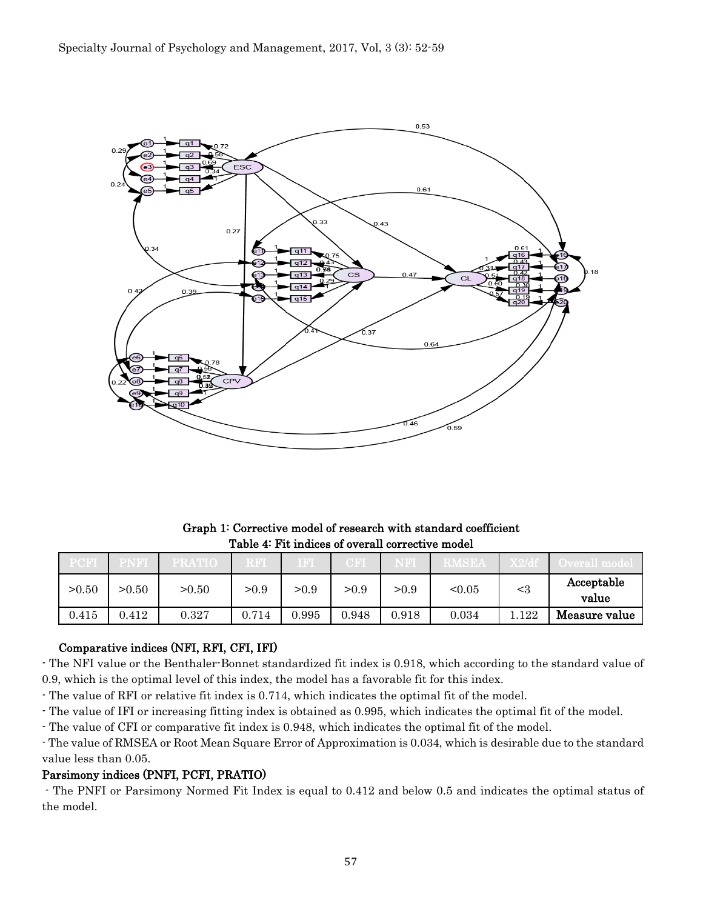Graph 1: Corrective model of research with standard coefficient

Table 4: Fit indices of overall corrective model

| PCFI | PNFI | PRATIO | RFI | IFI | CFI | NFI | RMSEA | X2/df | Overall model |
|---|---|---|---|---|---|---|---|---|---|
| >0.50 | >0.50 | >0.50 | >0.9 | >0.9 | >0.9 | >0.9 | <0.05 | <3 | **Acceptable value** |
| 0.415 | 0.412 | 0.327 | 0.714 | 0.995 | 0.948 | 0.918 | 0.034 | 1.122 | **Measure value** |

### Comparative indices (NFI, RFI, CFI, IFI)

- The NFI value or the Benthaler-Bonnet standardized fit index is 0.918, which according to the standard value of 0.9, which is the optimal level of this index, the model has a favorable fit for this index.
- The value of RFI or relative fit index is 0.714, which indicates the optimal fit of the model.
- The value of IFI or increasing fitting index is obtained as 0.995, which indicates the optimal fit of the model.
- The value of CFI or comparative fit index is 0.948, which indicates the optimal fit of the model.
- The value of RMSEA or Root Mean Square Error of Approximation is 0.034, which is desirable due to the standard value less than 0.05.

### Parsimony indices (PNFI, PCFI, PRATIO)

- The PNFI or Parsimony Normed Fit Index is equal to 0.412 and below 0.5 and indicates the optimal status of the model.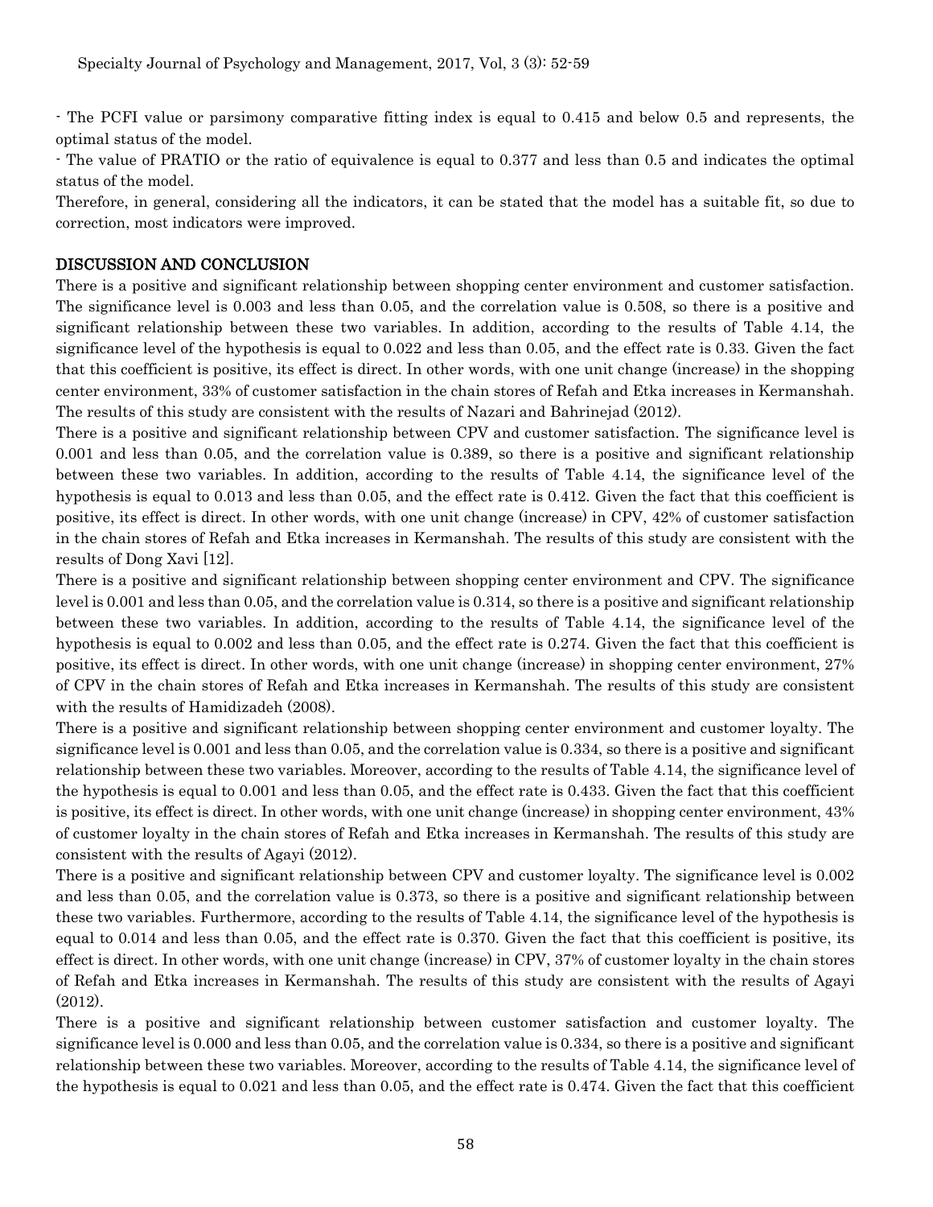- The PCFI value or parsimony comparative fitting index is equal to 0.415 and below 0.5 and represents, the optimal status of the model.

- The value of PRATIO or the ratio of equivalence is equal to 0.377 and less than 0.5 and indicates the optimal status of the model.

Therefore, in general, considering all the indicators, it can be stated that the model has a suitable fit, so due to correction, most indicators were improved.

## DISCUSSION AND CONCLUSION

There is a positive and significant relationship between shopping center environment and customer satisfaction. The significance level is 0.003 and less than 0.05, and the correlation value is 0.508, so there is a positive and significant relationship between these two variables. In addition, according to the results of Table 4.14, the significance level of the hypothesis is equal to 0.022 and less than 0.05, and the effect rate is 0.33. Given the fact that this coefficient is positive, its effect is direct. In other words, with one unit change (increase) in the shopping center environment, 33% of customer satisfaction in the chain stores of Refah and Etka increases in Kermanshah. The results of this study are consistent with the results of Nazari and Bahrinejad (2012).

There is a positive and significant relationship between CPV and customer satisfaction. The significance level is 0.001 and less than 0.05, and the correlation value is 0.389, so there is a positive and significant relationship between these two variables. In addition, according to the results of Table 4.14, the significance level of the hypothesis is equal to 0.013 and less than 0.05, and the effect rate is 0.412. Given the fact that this coefficient is positive, its effect is direct. In other words, with one unit change (increase) in CPV, 42% of customer satisfaction in the chain stores of Refah and Etka increases in Kermanshah. The results of this study are consistent with the results of Dong Xavi [12].

There is a positive and significant relationship between shopping center environment and CPV. The significance level is 0.001 and less than 0.05, and the correlation value is 0.314, so there is a positive and significant relationship between these two variables. In addition, according to the results of Table 4.14, the significance level of the hypothesis is equal to 0.002 and less than 0.05, and the effect rate is 0.274. Given the fact that this coefficient is positive, its effect is direct. In other words, with one unit change (increase) in shopping center environment, 27% of CPV in the chain stores of Refah and Etka increases in Kermanshah. The results of this study are consistent with the results of Hamidizadeh (2008).

There is a positive and significant relationship between shopping center environment and customer loyalty. The significance level is 0.001 and less than 0.05, and the correlation value is 0.334, so there is a positive and significant relationship between these two variables. Moreover, according to the results of Table 4.14, the significance level of the hypothesis is equal to 0.001 and less than 0.05, and the effect rate is 0.433. Given the fact that this coefficient is positive, its effect is direct. In other words, with one unit change (increase) in shopping center environment, 43% of customer loyalty in the chain stores of Refah and Etka increases in Kermanshah. The results of this study are consistent with the results of Agayi (2012).

There is a positive and significant relationship between CPV and customer loyalty. The significance level is 0.002 and less than 0.05, and the correlation value is 0.373, so there is a positive and significant relationship between these two variables. Furthermore, according to the results of Table 4.14, the significance level of the hypothesis is equal to 0.014 and less than 0.05, and the effect rate is 0.370. Given the fact that this coefficient is positive, its effect is direct. In other words, with one unit change (increase) in CPV, 37% of customer loyalty in the chain stores of Refah and Etka increases in Kermanshah. The results of this study are consistent with the results of Agayi (2012).

There is a positive and significant relationship between customer satisfaction and customer loyalty. The significance level is 0.000 and less than 0.05, and the correlation value is 0.334, so there is a positive and significant relationship between these two variables. Moreover, according to the results of Table 4.14, the significance level of the hypothesis is equal to 0.021 and less than 0.05, and the effect rate is 0.474. Given the fact that this coefficient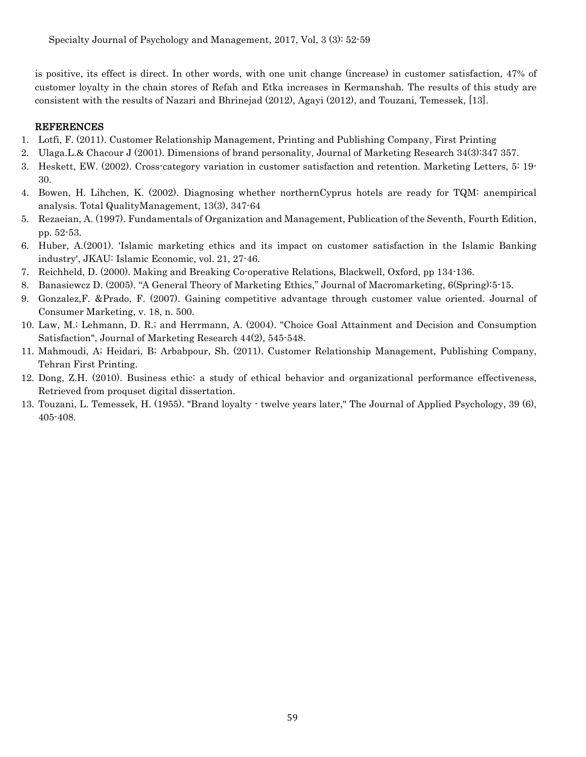is positive, its effect is direct. In other words, with one unit change (increase) in customer satisfaction, 47% of customer loyalty in the chain stores of Refah and Etka increases in Kermanshah. The results of this study are consistent with the results of Nazari and Bhrinejad (2012), Agayi (2012), and Touzani, Temessek, [13].

## REFERENCES

1. Lotfi, F. (2011). Customer Relationship Management, Printing and Publishing Company, First Printing
2. Ulaga.L.& Chacour J (2001). Dimensions of brand personality, Journal of Marketing Research 34(3):347 357.
3. Heskett, EW. (2002). Cross-category variation in customer satisfaction and retention. Marketing Letters, 5: 19-30.
4. Bowen, H. Lihchen, K. (2002). Diagnosing whether northernCyprus hotels are ready for TQM: anempirical analysis. Total QualityManagement, 13(3), 347-64
5. Rezaeian, A. (1997). Fundamentals of Organization and Management, Publication of the Seventh, Fourth Edition, pp. 52-53.
6. Huber, A.(2001). 'Islamic marketing ethics and its impact on customer satisfaction in the Islamic Banking industry', JKAU: Islamic Economic, vol. 21, 27-46.
7. Reichheld, D. (2000). Making and Breaking Co-operative Relations, Blackwell, Oxford, pp 134-136.
8. Banasiewcz D. (2005). "A General Theory of Marketing Ethics," Journal of Macromarketing, 6(Spring):5-15.
9. Gonzalez,F. &Prado, F. (2007). Gaining competitive advantage through customer value oriented. Journal of Consumer Marketing, v. 18, n. 500.
10. Law, M.; Lehmann, D. R.; and Herrmann, A. (2004). "Choice Goal Attainment and Decision and Consumption Satisfaction", Journal of Marketing Research 44(2), 545-548.
11. Mahmoudi, A; Heidari, B; Arbabpour, Sh. (2011). Customer Relationship Management, Publishing Company, Tehran First Printing.
12. Dong, Z.H. (2010). Business ethic: a study of ethical behavior and organizational performance effectiveness, Retrieved from proquset digital dissertation.
13. Touzani, L. Temessek, H. (1955). "Brand loyalty - twelve years later," The Journal of Applied Psychology, 39 (6), 405-408.